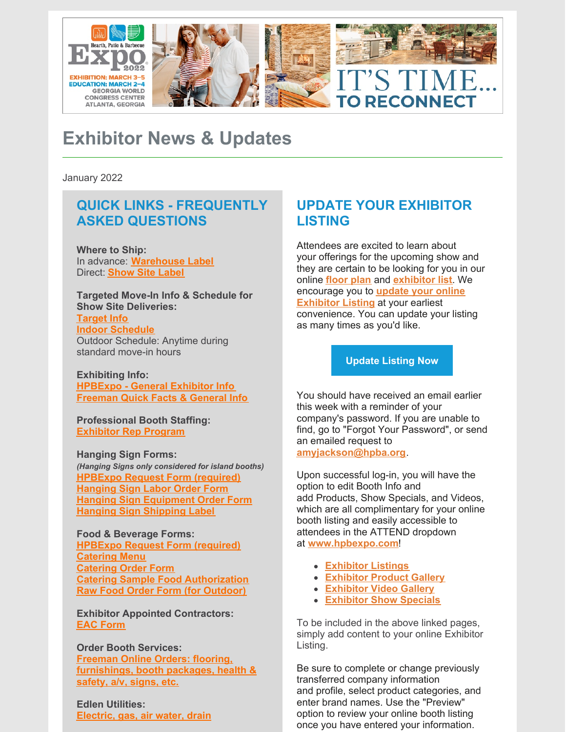Hearth, Patio & Barbecue Expo 2022

EXHIBITION: MARCH 3–5
EDUCATION: MARCH 2–4
GEORGIA WORLD CONGRESS CENTER
ATLANTA, GEORGIA

IT'S TIME... TO RECONNECT

# Exhibitor News & Updates

January 2022

## QUICK LINKS - FREQUENTLY ASKED QUESTIONS

**Where to Ship:**
In advance: **Warehouse Label**
Direct: **Show Site Label**

**Targeted Move-In Info & Schedule for Show Site Deliveries:**
**Target Info**
**Indoor Schedule**
Outdoor Schedule: Anytime during standard move-in hours

**Exhibiting Info:**
**HPBExpo - General Exhibitor Info**
**Freeman Quick Facts & General Info**

**Professional Booth Staffing:**
**Exhibitor Rep Program**

**Hanging Sign Forms:**
***(Hanging Signs only considered for island booths)***
**HPBExpo Request Form (required)**
**Hanging Sign Labor Order Form**
**Hanging Sign Equipment Order Form**
**Hanging Sign Shipping Label**

**Food & Beverage Forms:**
**HPBExpo Request Form (required)**
**Catering Menu**
**Catering Order Form**
**Catering Sample Food Authorization**
**Raw Food Order Form (for Outdoor)**

**Exhibitor Appointed Contractors:**
**EAC Form**

**Order Booth Services:**
**Freeman Online Orders: flooring, furnishings, booth packages, health & safety, a/v, signs, etc.**

**Edlen Utilities:**
**Electric, gas, air water, drain**

## UPDATE YOUR EXHIBITOR LISTING

Attendees are excited to learn about your offerings for the upcoming show and they are certain to be looking for you in our online **floor plan** and **exhibitor list**. We encourage you to **update your online Exhibitor Listing** at your earliest convenience. You can update your listing as many times as you'd like.

**Update Listing Now**

You should have received an email earlier this week with a reminder of your company's password. If you are unable to find, go to "Forgot Your Password", or send an emailed request to **amyjackson@hpba.org**.

Upon successful log-in, you will have the option to edit Booth Info and add Products, Show Specials, and Videos, which are all complimentary for your online booth listing and easily accessible to attendees in the ATTEND dropdown at **www.hpbexpo.com**!

- **Exhibitor Listings**
- **Exhibitor Product Gallery**
- **Exhibitor Video Gallery**
- **Exhibitor Show Specials**

To be included in the above linked pages, simply add content to your online Exhibitor Listing.

Be sure to complete or change previously transferred company information and profile, select product categories, and enter brand names. Use the "Preview" option to review your online booth listing once you have entered your information.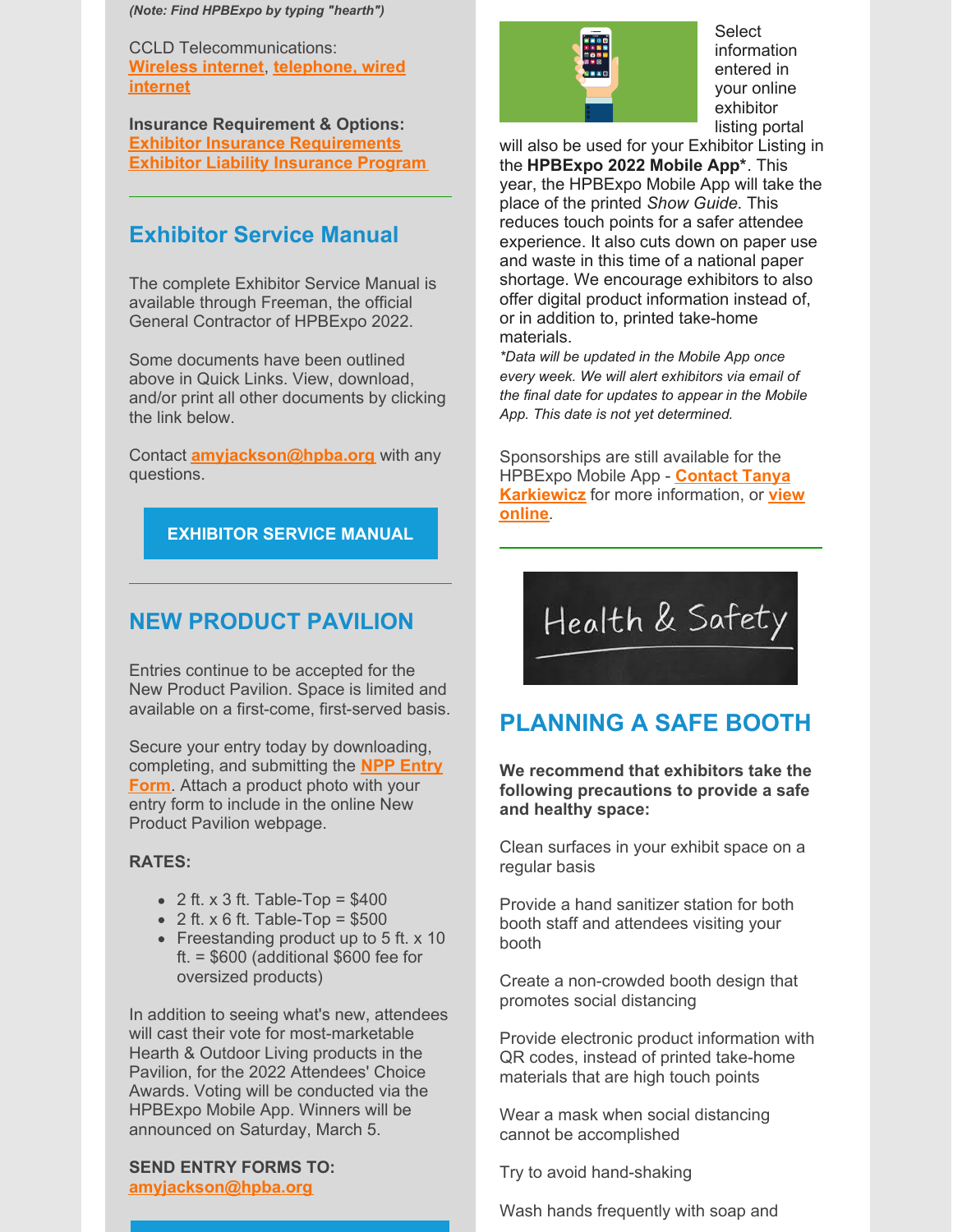*(Note: Find HPBExpo by typing "hearth")*

CCLD Telecommunications:
**Wireless internet**, **telephone, wired internet**

**Insurance Requirement & Options:**
**Exhibitor Insurance Requirements**
**Exhibitor Liability Insurance Program**

---

## Exhibitor Service Manual

The complete Exhibitor Service Manual is available through Freeman, the official General Contractor of HPBExpo 2022.

Some documents have been outlined above in Quick Links. View, download, and/or print all other documents by clicking the link below.

Contact **amyjackson@hpba.org** with any questions.

**EXHIBITOR SERVICE MANUAL**

---

## NEW PRODUCT PAVILION

Entries continue to be accepted for the New Product Pavilion. Space is limited and available on a first-come, first-served basis.

Secure your entry today by downloading, completing, and submitting the **NPP Entry Form**. Attach a product photo with your entry form to include in the online New Product Pavilion webpage.

**RATES:**

- 2 ft. x 3 ft. Table-Top = $400
- 2 ft. x 6 ft. Table-Top = $500
- Freestanding product up to 5 ft. x 10 ft. = $600 (additional $600 fee for oversized products)

In addition to seeing what's new, attendees will cast their vote for most-marketable Hearth & Outdoor Living products in the Pavilion, for the 2022 Attendees' Choice Awards. Voting will be conducted via the HPBExpo Mobile App. Winners will be announced on Saturday, March 5.

**SEND ENTRY FORMS TO:**
**amyjackson@hpba.org**

Select information entered in your online exhibitor listing portal will also be used for your Exhibitor Listing in the **HPBExpo 2022 Mobile App***. This year, the HPBExpo Mobile App will take the place of the printed *Show Guide*. This reduces touch points for a safer attendee experience. It also cuts down on paper use and waste in this time of a national paper shortage. We encourage exhibitors to also offer digital product information instead of, or in addition to, printed take-home materials.

*\*Data will be updated in the Mobile App once every week. We will alert exhibitors via email of the final date for updates to appear in the Mobile App. This date is not yet determined.*

Sponsorships are still available for the HPBExpo Mobile App - **Contact Tanya Karkiewicz** for more information, or **view online**.

---

Health & Safety

## PLANNING A SAFE BOOTH

**We recommend that exhibitors take the following precautions to provide a safe and healthy space:**

Clean surfaces in your exhibit space on a regular basis

Provide a hand sanitizer station for both booth staff and attendees visiting your booth

Create a non-crowded booth design that promotes social distancing

Provide electronic product information with QR codes, instead of printed take-home materials that are high touch points

Wear a mask when social distancing cannot be accomplished

Try to avoid hand-shaking

Wash hands frequently with soap and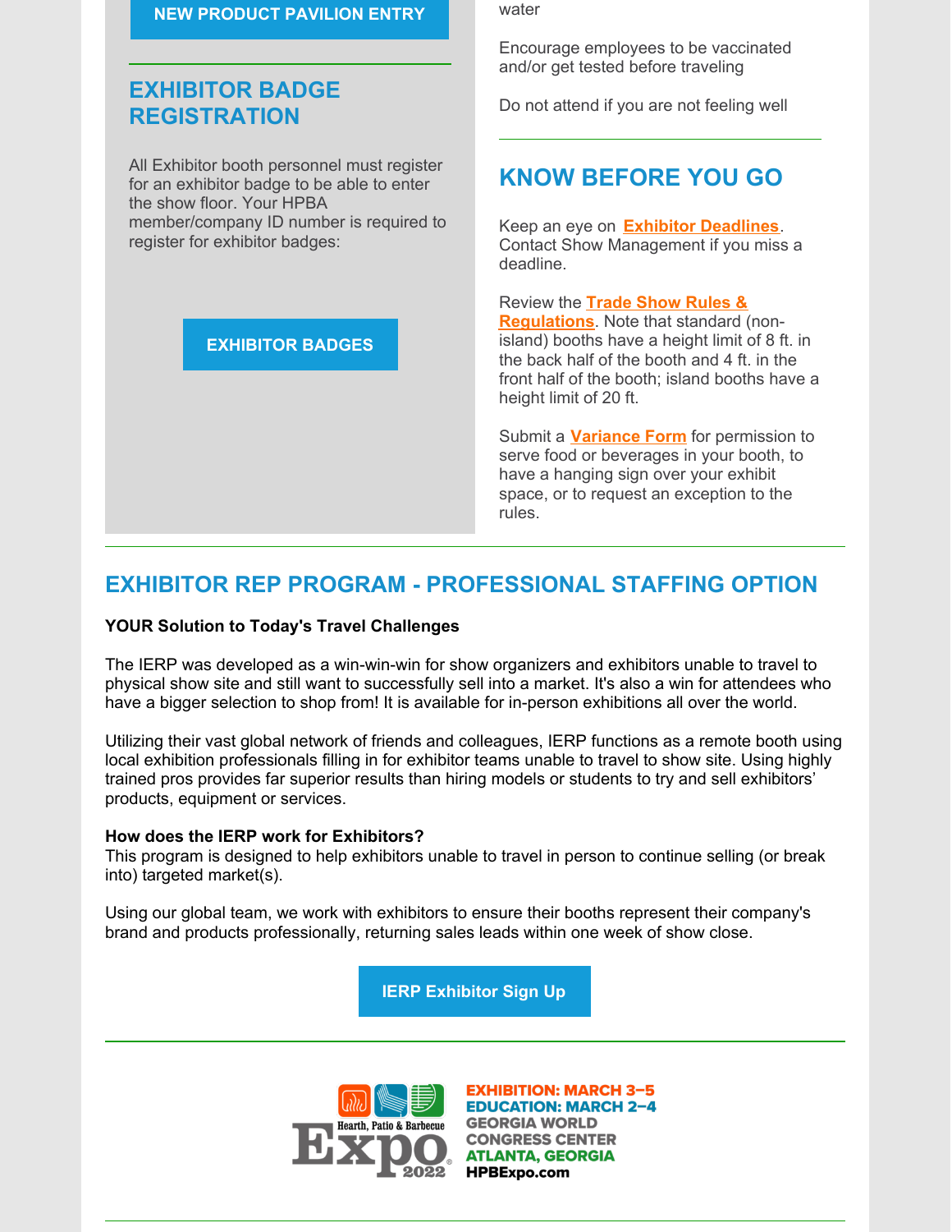NEW PRODUCT PAVILION ENTRY

## EXHIBITOR BADGE REGISTRATION

All Exhibitor booth personnel must register for an exhibitor badge to be able to enter the show floor. Your HPBA member/company ID number is required to register for exhibitor badges:

EXHIBITOR BADGES

water

Encourage employees to be vaccinated and/or get tested before traveling

Do not attend if you are not feeling well

## KNOW BEFORE YOU GO

Keep an eye on **Exhibitor Deadlines**. Contact Show Management if you miss a deadline.

Review the **Trade Show Rules & Regulations**. Note that standard (non-island) booths have a height limit of 8 ft. in the back half of the booth and 4 ft. in the front half of the booth; island booths have a height limit of 20 ft.

Submit a **Variance Form** for permission to serve food or beverages in your booth, to have a hanging sign over your exhibit space, or to request an exception to the rules.

## EXHIBITOR REP PROGRAM - PROFESSIONAL STAFFING OPTION

**YOUR Solution to Today's Travel Challenges**

The IERP was developed as a win-win-win for show organizers and exhibitors unable to travel to physical show site and still want to successfully sell into a market. It's also a win for attendees who have a bigger selection to shop from! It is available for in-person exhibitions all over the world.

Utilizing their vast global network of friends and colleagues, IERP functions as a remote booth using local exhibition professionals filling in for exhibitor teams unable to travel to show site. Using highly trained pros provides far superior results than hiring models or students to try and sell exhibitors' products, equipment or services.

**How does the IERP work for Exhibitors?**
This program is designed to help exhibitors unable to travel in person to continue selling (or break into) targeted market(s).

Using our global team, we work with exhibitors to ensure their booths represent their company's brand and products professionally, returning sales leads within one week of show close.

IERP Exhibitor Sign Up

Hearth, Patio & Barbecue Expo 2022

EXHIBITION: MARCH 3–5
EDUCATION: MARCH 2–4
GEORGIA WORLD CONGRESS CENTER
ATLANTA, GEORGIA
HPBExpo.com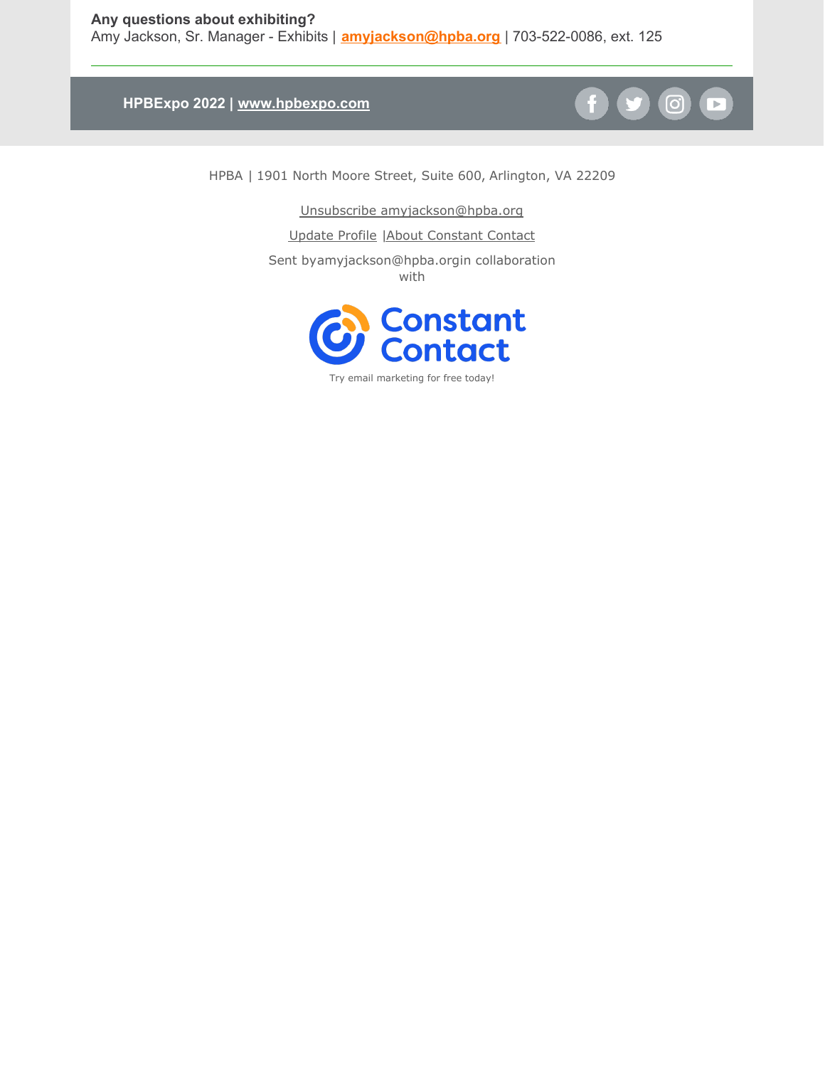**Any questions about exhibiting?**
Amy Jackson, Sr. Manager - Exhibits | **amyjackson@hpba.org** | 703-522-0086, ext. 125

---

**HPBExpo 2022 | www.hpbexpo.com**

HPBA | 1901 North Moore Street, Suite 600, Arlington, VA 22209

Unsubscribe amyjackson@hpba.org

Update Profile |About Constant Contact

Sent byamyjackson@hpba.orgin collaboration with

Constant Contact

Try email marketing for free today!